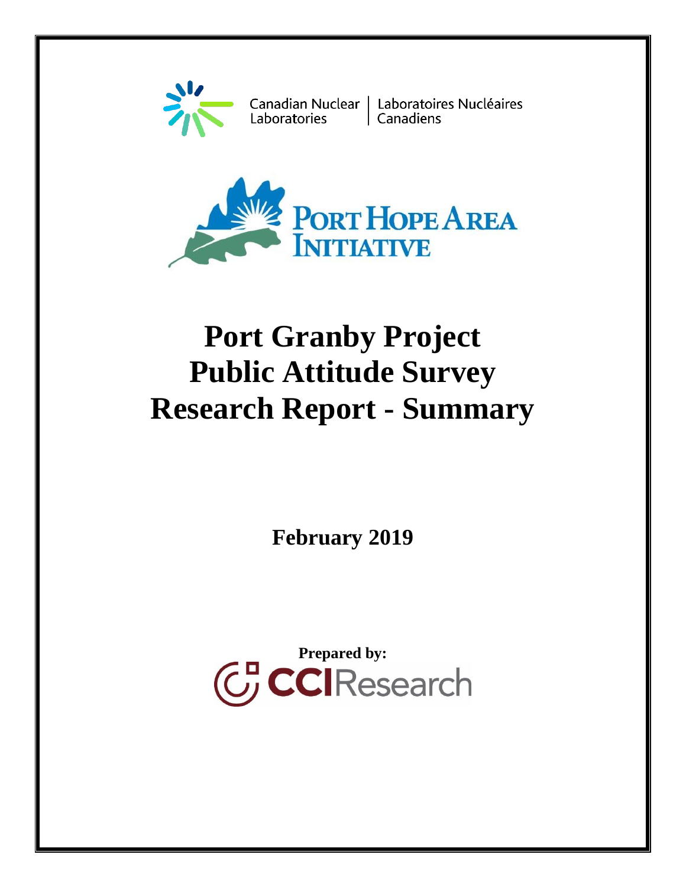Canadian Nuclear Laboratories | Laboratoires Nucléaires Canadiens

PORT HOPE AREA INITIATIVE

# Port Granby Project
# Public Attitude Survey
# Research Report - Summary

**February 2019**

**Prepared by:**

CCIResearch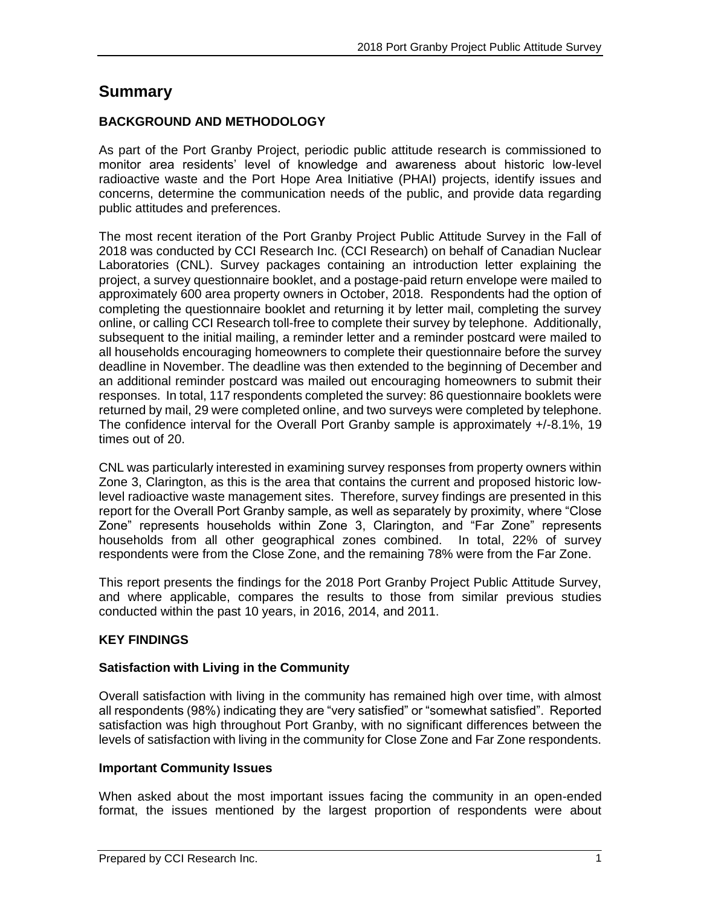# Summary

## BACKGROUND AND METHODOLOGY

As part of the Port Granby Project, periodic public attitude research is commissioned to monitor area residents' level of knowledge and awareness about historic low-level radioactive waste and the Port Hope Area Initiative (PHAI) projects, identify issues and concerns, determine the communication needs of the public, and provide data regarding public attitudes and preferences.

The most recent iteration of the Port Granby Project Public Attitude Survey in the Fall of 2018 was conducted by CCI Research Inc. (CCI Research) on behalf of Canadian Nuclear Laboratories (CNL). Survey packages containing an introduction letter explaining the project, a survey questionnaire booklet, and a postage-paid return envelope were mailed to approximately 600 area property owners in October, 2018. Respondents had the option of completing the questionnaire booklet and returning it by letter mail, completing the survey online, or calling CCI Research toll-free to complete their survey by telephone. Additionally, subsequent to the initial mailing, a reminder letter and a reminder postcard were mailed to all households encouraging homeowners to complete their questionnaire before the survey deadline in November. The deadline was then extended to the beginning of December and an additional reminder postcard was mailed out encouraging homeowners to submit their responses. In total, 117 respondents completed the survey: 86 questionnaire booklets were returned by mail, 29 were completed online, and two surveys were completed by telephone. The confidence interval for the Overall Port Granby sample is approximately +/-8.1%, 19 times out of 20.

CNL was particularly interested in examining survey responses from property owners within Zone 3, Clarington, as this is the area that contains the current and proposed historic low-level radioactive waste management sites. Therefore, survey findings are presented in this report for the Overall Port Granby sample, as well as separately by proximity, where "Close Zone" represents households within Zone 3, Clarington, and "Far Zone" represents households from all other geographical zones combined. In total, 22% of survey respondents were from the Close Zone, and the remaining 78% were from the Far Zone.

This report presents the findings for the 2018 Port Granby Project Public Attitude Survey, and where applicable, compares the results to those from similar previous studies conducted within the past 10 years, in 2016, 2014, and 2011.

## KEY FINDINGS

### Satisfaction with Living in the Community

Overall satisfaction with living in the community has remained high over time, with almost all respondents (98%) indicating they are "very satisfied" or "somewhat satisfied". Reported satisfaction was high throughout Port Granby, with no significant differences between the levels of satisfaction with living in the community for Close Zone and Far Zone respondents.

### Important Community Issues

When asked about the most important issues facing the community in an open-ended format, the issues mentioned by the largest proportion of respondents were about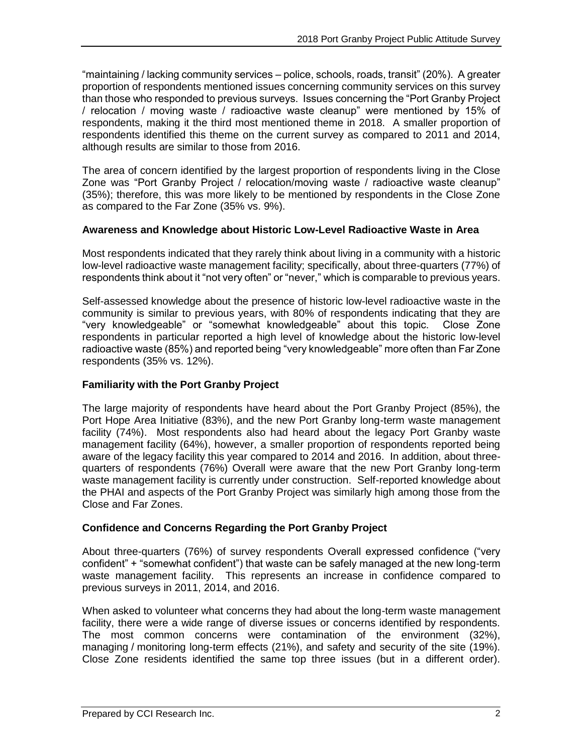"maintaining / lacking community services – police, schools, roads, transit" (20%). A greater proportion of respondents mentioned issues concerning community services on this survey than those who responded to previous surveys. Issues concerning the "Port Granby Project / relocation / moving waste / radioactive waste cleanup" were mentioned by 15% of respondents, making it the third most mentioned theme in 2018. A smaller proportion of respondents identified this theme on the current survey as compared to 2011 and 2014, although results are similar to those from 2016.

The area of concern identified by the largest proportion of respondents living in the Close Zone was "Port Granby Project / relocation/moving waste / radioactive waste cleanup" (35%); therefore, this was more likely to be mentioned by respondents in the Close Zone as compared to the Far Zone (35% vs. 9%).

### Awareness and Knowledge about Historic Low-Level Radioactive Waste in Area

Most respondents indicated that they rarely think about living in a community with a historic low-level radioactive waste management facility; specifically, about three-quarters (77%) of respondents think about it "not very often" or "never," which is comparable to previous years.

Self-assessed knowledge about the presence of historic low-level radioactive waste in the community is similar to previous years, with 80% of respondents indicating that they are "very knowledgeable" or "somewhat knowledgeable" about this topic. Close Zone respondents in particular reported a high level of knowledge about the historic low-level radioactive waste (85%) and reported being "very knowledgeable" more often than Far Zone respondents (35% vs. 12%).

### Familiarity with the Port Granby Project

The large majority of respondents have heard about the Port Granby Project (85%), the Port Hope Area Initiative (83%), and the new Port Granby long-term waste management facility (74%). Most respondents also had heard about the legacy Port Granby waste management facility (64%), however, a smaller proportion of respondents reported being aware of the legacy facility this year compared to 2014 and 2016. In addition, about three-quarters of respondents (76%) Overall were aware that the new Port Granby long-term waste management facility is currently under construction. Self-reported knowledge about the PHAI and aspects of the Port Granby Project was similarly high among those from the Close and Far Zones.

### Confidence and Concerns Regarding the Port Granby Project

About three-quarters (76%) of survey respondents Overall expressed confidence ("very confident" + "somewhat confident") that waste can be safely managed at the new long-term waste management facility. This represents an increase in confidence compared to previous surveys in 2011, 2014, and 2016.

When asked to volunteer what concerns they had about the long-term waste management facility, there were a wide range of diverse issues or concerns identified by respondents. The most common concerns were contamination of the environment (32%), managing / monitoring long-term effects (21%), and safety and security of the site (19%). Close Zone residents identified the same top three issues (but in a different order).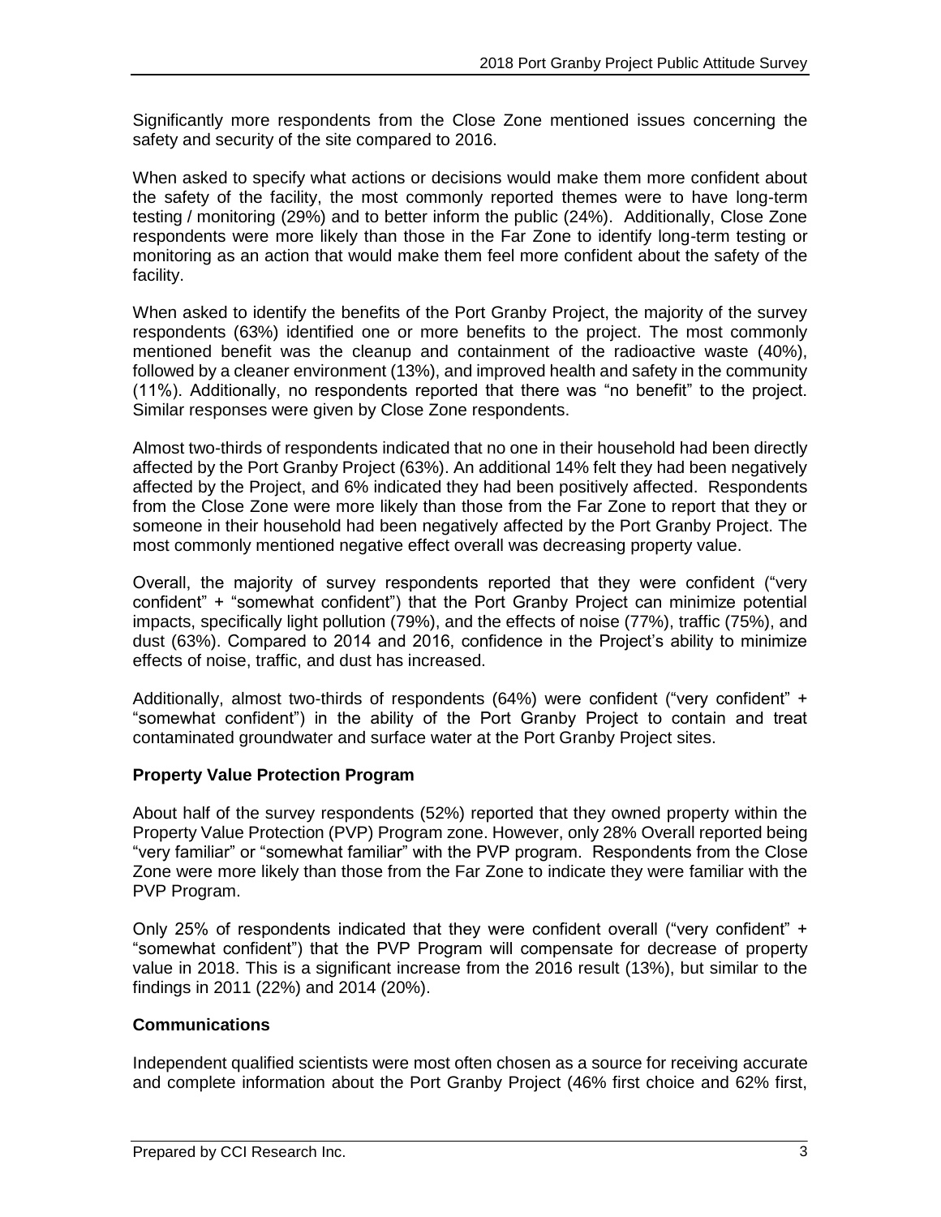Significantly more respondents from the Close Zone mentioned issues concerning the safety and security of the site compared to 2016.

When asked to specify what actions or decisions would make them more confident about the safety of the facility, the most commonly reported themes were to have long-term testing / monitoring (29%) and to better inform the public (24%). Additionally, Close Zone respondents were more likely than those in the Far Zone to identify long-term testing or monitoring as an action that would make them feel more confident about the safety of the facility.

When asked to identify the benefits of the Port Granby Project, the majority of the survey respondents (63%) identified one or more benefits to the project. The most commonly mentioned benefit was the cleanup and containment of the radioactive waste (40%), followed by a cleaner environment (13%), and improved health and safety in the community (11%). Additionally, no respondents reported that there was "no benefit" to the project. Similar responses were given by Close Zone respondents.

Almost two-thirds of respondents indicated that no one in their household had been directly affected by the Port Granby Project (63%). An additional 14% felt they had been negatively affected by the Project, and 6% indicated they had been positively affected. Respondents from the Close Zone were more likely than those from the Far Zone to report that they or someone in their household had been negatively affected by the Port Granby Project. The most commonly mentioned negative effect overall was decreasing property value.

Overall, the majority of survey respondents reported that they were confident ("very confident" + "somewhat confident") that the Port Granby Project can minimize potential impacts, specifically light pollution (79%), and the effects of noise (77%), traffic (75%), and dust (63%). Compared to 2014 and 2016, confidence in the Project's ability to minimize effects of noise, traffic, and dust has increased.

Additionally, almost two-thirds of respondents (64%) were confident ("very confident" + "somewhat confident") in the ability of the Port Granby Project to contain and treat contaminated groundwater and surface water at the Port Granby Project sites.

**Property Value Protection Program**

About half of the survey respondents (52%) reported that they owned property within the Property Value Protection (PVP) Program zone. However, only 28% Overall reported being "very familiar" or "somewhat familiar" with the PVP program. Respondents from the Close Zone were more likely than those from the Far Zone to indicate they were familiar with the PVP Program.

Only 25% of respondents indicated that they were confident overall ("very confident" + "somewhat confident") that the PVP Program will compensate for decrease of property value in 2018. This is a significant increase from the 2016 result (13%), but similar to the findings in 2011 (22%) and 2014 (20%).

**Communications**

Independent qualified scientists were most often chosen as a source for receiving accurate and complete information about the Port Granby Project (46% first choice and 62% first,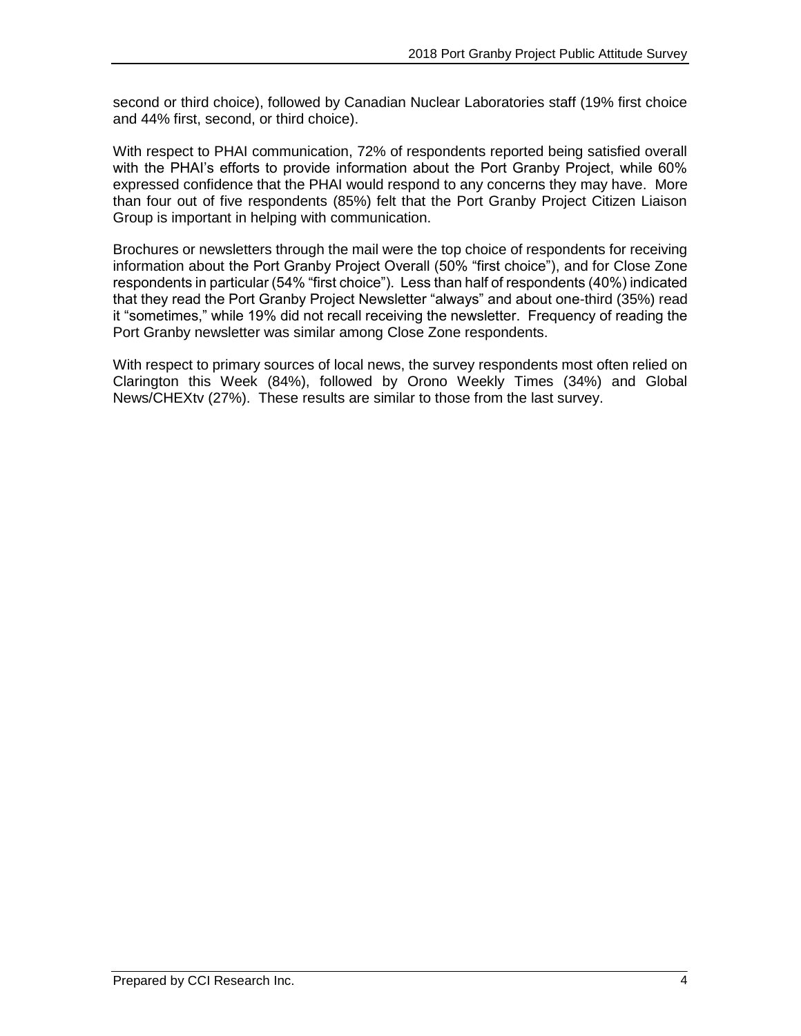second or third choice), followed by Canadian Nuclear Laboratories staff (19% first choice and 44% first, second, or third choice).

With respect to PHAI communication, 72% of respondents reported being satisfied overall with the PHAI's efforts to provide information about the Port Granby Project, while 60% expressed confidence that the PHAI would respond to any concerns they may have. More than four out of five respondents (85%) felt that the Port Granby Project Citizen Liaison Group is important in helping with communication.

Brochures or newsletters through the mail were the top choice of respondents for receiving information about the Port Granby Project Overall (50% "first choice"), and for Close Zone respondents in particular (54% "first choice"). Less than half of respondents (40%) indicated that they read the Port Granby Project Newsletter "always" and about one-third (35%) read it "sometimes," while 19% did not recall receiving the newsletter. Frequency of reading the Port Granby newsletter was similar among Close Zone respondents.

With respect to primary sources of local news, the survey respondents most often relied on Clarington this Week (84%), followed by Orono Weekly Times (34%) and Global News/CHEXtv (27%). These results are similar to those from the last survey.